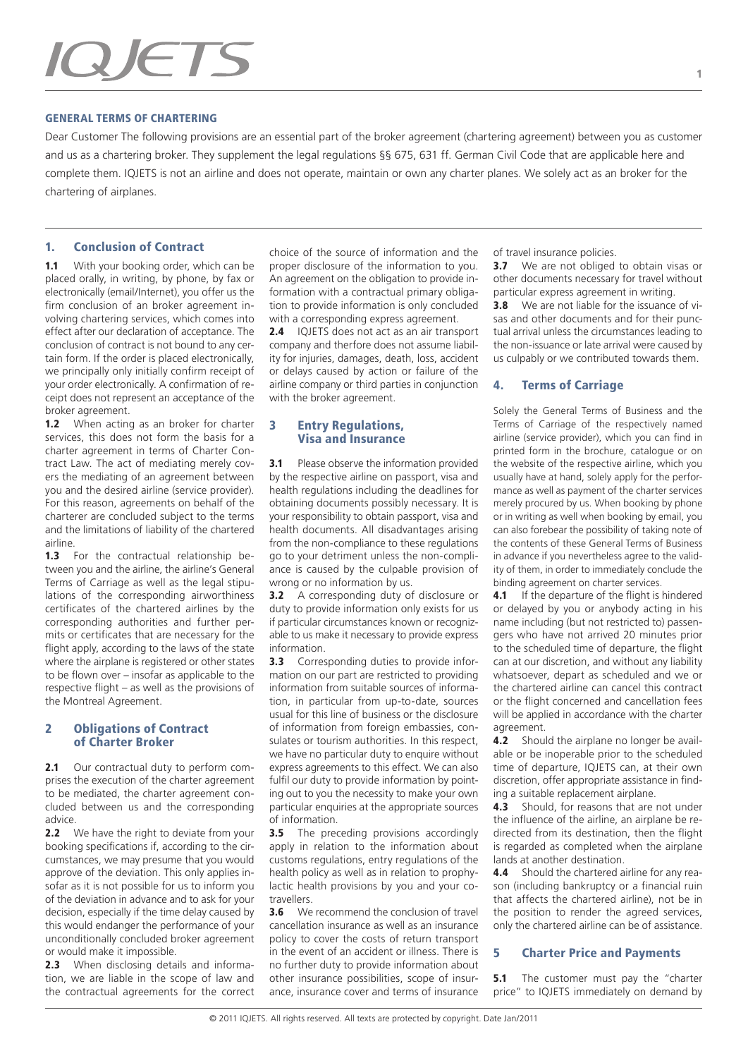# IQJETS

## GENERAL TERMS OF CHARTERING

Dear Customer The following provisions are an essential part of the broker agreement (chartering agreement) between you as customer and us as a chartering broker. They supplement the legal regulations §§ 675, 631 ff. German Civil Code that are applicable here and complete them. IQJETS is not an airline and does not operate, maintain or own any charter planes. We solely act as an broker for the chartering of airplanes.

### 1. Conclusion of Contract

**1.1** With your booking order, which can be placed orally, in writing, by phone, by fax or electronically (email/Internet), you offer us the firm conclusion of an broker agreement involving chartering services, which comes into effect after our declaration of acceptance. The conclusion of contract is not bound to any certain form. If the order is placed electronically, we principally only initially confirm receipt of your order electronically. A confirmation of receipt does not represent an acceptance of the broker agreement.

**1.2** When acting as an broker for charter services, this does not form the basis for a charter agreement in terms of Charter Contract Law. The act of mediating merely covers the mediating of an agreement between you and the desired airline (service provider). For this reason, agreements on behalf of the charterer are concluded subject to the terms and the limitations of liability of the chartered airline.

**1.3** For the contractual relationship between you and the airline, the airline's General Terms of Carriage as well as the legal stipulations of the corresponding airworthiness certificates of the chartered airlines by the corresponding authorities and further permits or certificates that are necessary for the flight apply, according to the laws of the state where the airplane is registered or other states to be flown over – insofar as applicable to the respective flight – as well as the provisions of the Montreal Agreement.

### 2 Obligations of Contract of Charter Broker

**2.1** Our contractual duty to perform comprises the execution of the charter agreement to be mediated, the charter agreement concluded between us and the corresponding advice.

**2.2** We have the right to deviate from your booking specifications if, according to the circumstances, we may presume that you would approve of the deviation. This only applies insofar as it is not possible for us to inform you of the deviation in advance and to ask for your decision, especially if the time delay caused by this would endanger the performance of your unconditionally concluded broker agreement or would make it impossible.

**2.3** When disclosing details and information, we are liable in the scope of law and the contractual agreements for the correct choice of the source of information and the proper disclosure of the information to you. An agreement on the obligation to provide information with a contractual primary obligation to provide information is only concluded with a corresponding express agreement.

**2.4** IQJETS does not act as an air transport company and therfore does not assume liability for injuries, damages, death, loss, accident or delays caused by action or failure of the airline company or third parties in conjunction with the broker agreement.

### 3 Entry Regulations, Visa and Insurance

**3.1** Please observe the information provided by the respective airline on passport, visa and health regulations including the deadlines for obtaining documents possibly necessary. It is your responsibility to obtain passport, visa and health documents. All disadvantages arising from the non-compliance to these regulations go to your detriment unless the non-compliance is caused by the culpable provision of wrong or no information by us.

**3.2** A corresponding duty of disclosure or duty to provide information only exists for us if particular circumstances known or recognizable to us make it necessary to provide express information.

**3.3** Corresponding duties to provide information on our part are restricted to providing information from suitable sources of information, in particular from up-to-date, sources usual for this line of business or the disclosure of information from foreign embassies, consulates or tourism authorities. In this respect, we have no particular duty to enquire without express agreements to this effect. We can also fulfil our duty to provide information by pointing out to you the necessity to make your own particular enquiries at the appropriate sources of information.

**3.5** The preceding provisions accordingly apply in relation to the information about customs regulations, entry regulations of the health policy as well as in relation to prophylactic health provisions by you and your co-travellers.

**3.6** We recommend the conclusion of travel cancellation insurance as well as an insurance policy to cover the costs of return transport in the event of an accident or illness. There is no further duty to provide information about other insurance possibilities, scope of insurance, insurance cover and terms of insurance of travel insurance policies.

**3.7** We are not obliged to obtain visas or other documents necessary for travel without particular express agreement in writing.

**3.8** We are not liable for the issuance of visas and other documents and for their punctual arrival unless the circumstances leading to the non-issuance or late arrival were caused by us culpably or we contributed towards them.

### 4. Terms of Carriage

Solely the General Terms of Business and the Terms of Carriage of the respectively named airline (service provider), which you can find in printed form in the brochure, catalogue or on the website of the respective airline, which you usually have at hand, solely apply for the performance as well as payment of the charter services merely procured by us. When booking by phone or in writing as well when booking by email, you can also forebear the possibility of taking note of the contents of these General Terms of Business in advance if you nevertheless agree to the validity of them, in order to immediately conclude the binding agreement on charter services.

**4.1** If the departure of the flight is hindered or delayed by you or anybody acting in his name including (but not restricted to) passengers who have not arrived 20 minutes prior to the scheduled time of departure, the flight can at our discretion, and without any liability whatsoever, depart as scheduled and we or the chartered airline can cancel this contract or the flight concerned and cancellation fees will be applied in accordance with the charter agreement.

**4.2** Should the airplane no longer be available or be inoperable prior to the scheduled time of departure, IQJETS can, at their own discretion, offer appropriate assistance in finding a suitable replacement airplane.

**4.3** Should, for reasons that are not under the influence of the airline, an airplane be redirected from its destination, then the flight is regarded as completed when the airplane lands at another destination.

**4.4** Should the chartered airline for any reason (including bankruptcy or a financial ruin that affects the chartered airline), not be in the position to render the agreed services, only the chartered airline can be of assistance.

### 5 Charter Price and Payments

**5.1** The customer must pay the "charter price" to IQJETS immediately on demand by

© 2011 IQJETS. All rights reserved. All texts are protected by copyright. Date Jan/2011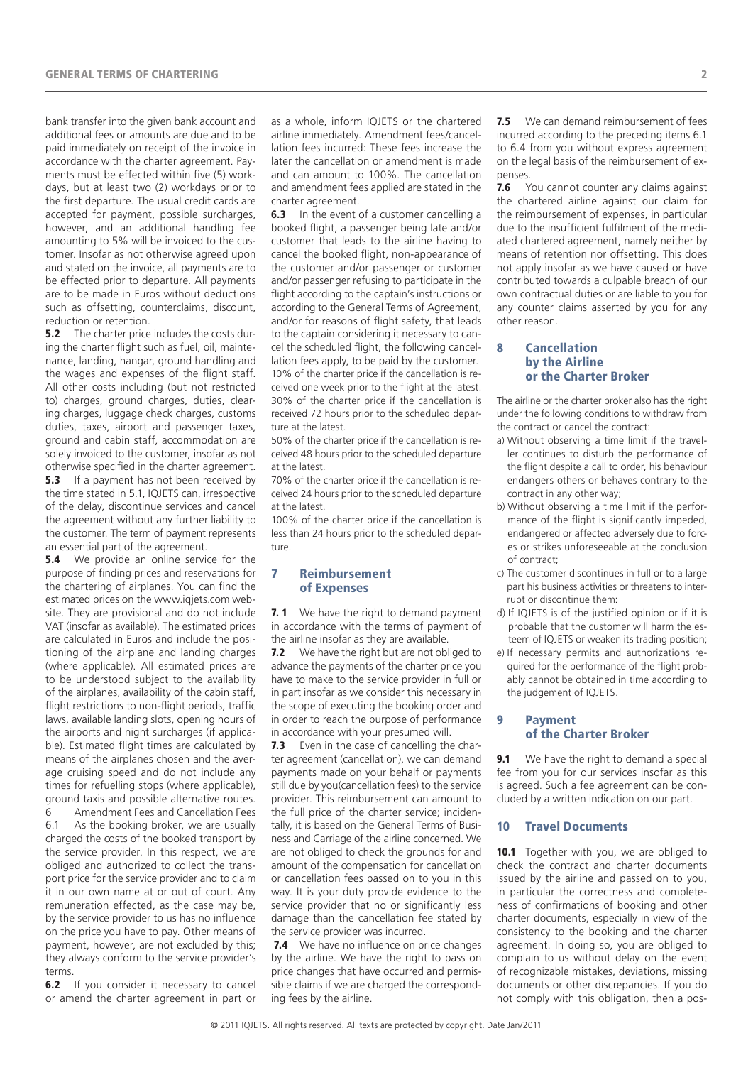bank transfer into the given bank account and additional fees or amounts are due and to be paid immediately on receipt of the invoice in accordance with the charter agreement. Payments must be effected within five (5) workdays, but at least two (2) workdays prior to the first departure. The usual credit cards are accepted for payment, possible surcharges, however, and an additional handling fee amounting to 5% will be invoiced to the customer. Insofar as not otherwise agreed upon and stated on the invoice, all payments are to be effected prior to departure. All payments are to be made in Euros without deductions such as offsetting, counterclaims, discount, reduction or retention.

**5.2** The charter price includes the costs during the charter flight such as fuel, oil, maintenance, landing, hangar, ground handling and the wages and expenses of the flight staff. All other costs including (but not restricted to) charges, ground charges, duties, clearing charges, luggage check charges, customs duties, taxes, airport and passenger taxes, ground and cabin staff, accommodation are solely invoiced to the customer, insofar as not otherwise specified in the charter agreement.

**5.3** If a payment has not been received by the time stated in 5.1, IQJETS can, irrespective of the delay, discontinue services and cancel the agreement without any further liability to the customer. The term of payment represents an essential part of the agreement.

**5.4** We provide an online service for the purpose of finding prices and reservations for the chartering of airplanes. You can find the estimated prices on the www.iqjets.com website. They are provisional and do not include VAT (insofar as available). The estimated prices are calculated in Euros and include the positioning of the airplane and landing charges (where applicable). All estimated prices are to be understood subject to the availability of the airplanes, availability of the cabin staff, flight restrictions to non-flight periods, traffic laws, available landing slots, opening hours of the airports and night surcharges (if applicable). Estimated flight times are calculated by means of the airplanes chosen and the average cruising speed and do not include any times for refuelling stops (where applicable), ground taxis and possible alternative routes.

6 Amendment Fees and Cancellation Fees

6.1 As the booking broker, we are usually charged the costs of the booked transport by the service provider. In this respect, we are obliged and authorized to collect the transport price for the service provider and to claim it in our own name at or out of court. Any remuneration effected, as the case may be, by the service provider to us has no influence on the price you have to pay. Other means of payment, however, are not excluded by this; they always conform to the service provider's terms.

**6.2** If you consider it necessary to cancel or amend the charter agreement in part or as a whole, inform IQJETS or the chartered airline immediately. Amendment fees/cancellation fees incurred: These fees increase the later the cancellation or amendment is made and can amount to 100%. The cancellation and amendment fees applied are stated in the charter agreement.

**6.3** In the event of a customer cancelling a booked flight, a passenger being late and/or customer that leads to the airline having to cancel the booked flight, non-appearance of the customer and/or passenger or customer and/or passenger refusing to participate in the flight according to the captain's instructions or according to the General Terms of Agreement, and/or for reasons of flight safety, that leads to the captain considering it necessary to cancel the scheduled flight, the following cancellation fees apply, to be paid by the customer.

10% of the charter price if the cancellation is received one week prior to the flight at the latest.

30% of the charter price if the cancellation is received 72 hours prior to the scheduled departure at the latest.

50% of the charter price if the cancellation is received 48 hours prior to the scheduled departure at the latest.

70% of the charter price if the cancellation is received 24 hours prior to the scheduled departure at the latest.

100% of the charter price if the cancellation is less than 24 hours prior to the scheduled departure.

## 7 Reimbursement of Expenses

**7. 1** We have the right to demand payment in accordance with the terms of payment of the airline insofar as they are available.

**7.2** We have the right but are not obliged to advance the payments of the charter price you have to make to the service provider in full or in part insofar as we consider this necessary in the scope of executing the booking order and in order to reach the purpose of performance in accordance with your presumed will.

**7.3** Even in the case of cancelling the charter agreement (cancellation), we can demand payments made on your behalf or payments still due by you(cancellation fees) to the service provider. This reimbursement can amount to the full price of the charter service; incidentally, it is based on the General Terms of Business and Carriage of the airline concerned. We are not obliged to check the grounds for and amount of the compensation for cancellation or cancellation fees passed on to you in this way. It is your duty provide evidence to the service provider that no or significantly less damage than the cancellation fee stated by the service provider was incurred.

**7.4** We have no influence on price changes by the airline. We have the right to pass on price changes that have occurred and permissible claims if we are charged the corresponding fees by the airline.

**7.5** We can demand reimbursement of fees incurred according to the preceding items 6.1 to 6.4 from you without express agreement on the legal basis of the reimbursement of expenses.

**7.6** You cannot counter any claims against the chartered airline against our claim for the reimbursement of expenses, in particular due to the insufficient fulfilment of the mediated chartered agreement, namely neither by means of retention nor offsetting. This does not apply insofar as we have caused or have contributed towards a culpable breach of our own contractual duties or are liable to you for any counter claims asserted by you for any other reason.

## 8 Cancellation by the Airline or the Charter Broker

The airline or the charter broker also has the right under the following conditions to withdraw from the contract or cancel the contract:

a) Without observing a time limit if the traveller continues to disturb the performance of the flight despite a call to order, his behaviour endangers others or behaves contrary to the contract in any other way;
b) Without observing a time limit if the performance of the flight is significantly impeded, endangered or affected adversely due to forces or strikes unforeseeable at the conclusion of contract;
c) The customer discontinues in full or to a large part his business activities or threatens to interrupt or discontinue them:
d) If IQJETS is of the justified opinion or if it is probable that the customer will harm the esteem of IQJETS or weaken its trading position;
e) If necessary permits and authorizations required for the performance of the flight probably cannot be obtained in time according to the judgement of IQJETS.

## 9 Payment of the Charter Broker

**9.1** We have the right to demand a special fee from you for our services insofar as this is agreed. Such a fee agreement can be concluded by a written indication on our part.

## 10 Travel Documents

**10.1** Together with you, we are obliged to check the contract and charter documents issued by the airline and passed on to you, in particular the correctness and completeness of confirmations of booking and other charter documents, especially in view of the consistency to the booking and the charter agreement. In doing so, you are obliged to complain to us without delay on the event of recognizable mistakes, deviations, missing documents or other discrepancies. If you do not comply with this obligation, then a pos-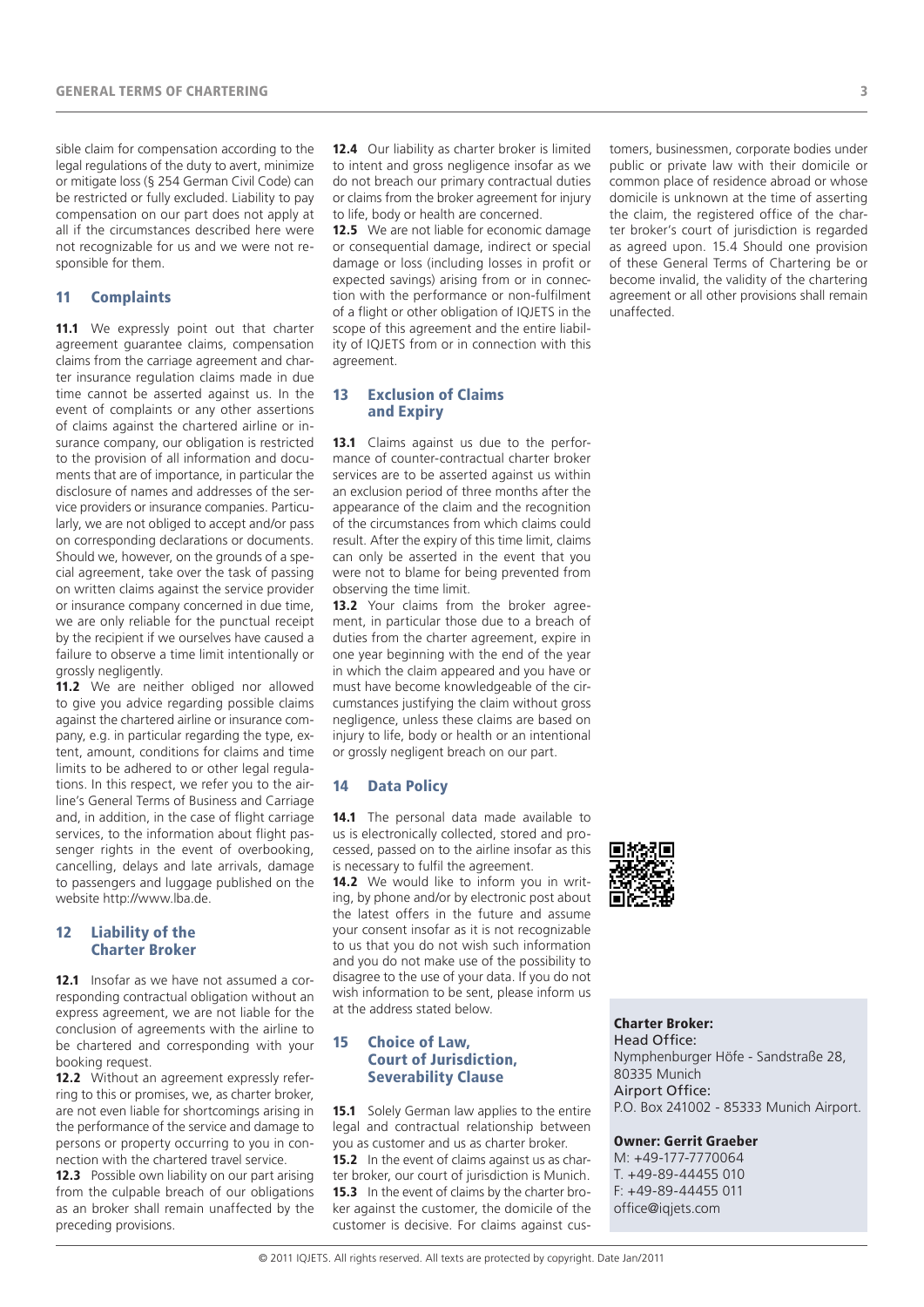sible claim for compensation according to the legal regulations of the duty to avert, minimize or mitigate loss (§ 254 German Civil Code) can be restricted or fully excluded. Liability to pay compensation on our part does not apply at all if the circumstances described here were not recognizable for us and we were not responsible for them.

## 11 Complaints

**11.1** We expressly point out that charter agreement guarantee claims, compensation claims from the carriage agreement and charter insurance regulation claims made in due time cannot be asserted against us. In the event of complaints or any other assertions of claims against the chartered airline or insurance company, our obligation is restricted to the provision of all information and documents that are of importance, in particular the disclosure of names and addresses of the service providers or insurance companies. Particularly, we are not obliged to accept and/or pass on corresponding declarations or documents. Should we, however, on the grounds of a special agreement, take over the task of passing on written claims against the service provider or insurance company concerned in due time, we are only reliable for the punctual receipt by the recipient if we ourselves have caused a failure to observe a time limit intentionally or grossly negligently.

**11.2** We are neither obliged nor allowed to give you advice regarding possible claims against the chartered airline or insurance company, e.g. in particular regarding the type, extent, amount, conditions for claims and time limits to be adhered to or other legal regulations. In this respect, we refer you to the airline's General Terms of Business and Carriage and, in addition, in the case of flight carriage services, to the information about flight passenger rights in the event of overbooking, cancelling, delays and late arrivals, damage to passengers and luggage published on the website http://www.lba.de.

## 12 Liability of the Charter Broker

**12.1** Insofar as we have not assumed a corresponding contractual obligation without an express agreement, we are not liable for the conclusion of agreements with the airline to be chartered and corresponding with your booking request.

**12.2** Without an agreement expressly referring to this or promises, we, as charter broker, are not even liable for shortcomings arising in the performance of the service and damage to persons or property occurring to you in connection with the chartered travel service.

**12.3** Possible own liability on our part arising from the culpable breach of our obligations as an broker shall remain unaffected by the preceding provisions.

**12.4** Our liability as charter broker is limited to intent and gross negligence insofar as we do not breach our primary contractual duties or claims from the broker agreement for injury to life, body or health are concerned.

**12.5** We are not liable for economic damage or consequential damage, indirect or special damage or loss (including losses in profit or expected savings) arising from or in connection with the performance or non-fulfilment of a flight or other obligation of IQJETS in the scope of this agreement and the entire liability of IQJETS from or in connection with this agreement.

## 13 Exclusion of Claims and Expiry

**13.1** Claims against us due to the performance of counter-contractual charter broker services are to be asserted against us within an exclusion period of three months after the appearance of the claim and the recognition of the circumstances from which claims could result. After the expiry of this time limit, claims can only be asserted in the event that you were not to blame for being prevented from observing the time limit.

**13.2** Your claims from the broker agreement, in particular those due to a breach of duties from the charter agreement, expire in one year beginning with the end of the year in which the claim appeared and you have or must have become knowledgeable of the circumstances justifying the claim without gross negligence, unless these claims are based on injury to life, body or health or an intentional or grossly negligent breach on our part.

## 14 Data Policy

**14.1** The personal data made available to us is electronically collected, stored and processed, passed on to the airline insofar as this is necessary to fulfil the agreement.

**14.2** We would like to inform you in writing, by phone and/or by electronic post about the latest offers in the future and assume your consent insofar as it is not recognizable to us that you do not wish such information and you do not make use of the possibility to disagree to the use of your data. If you do not wish information to be sent, please inform us at the address stated below.

## 15 Choice of Law, Court of Jurisdiction, Severability Clause

**15.1** Solely German law applies to the entire legal and contractual relationship between you as customer and us as charter broker.

**15.2** In the event of claims against us as charter broker, our court of jurisdiction is Munich.

**15.3** In the event of claims by the charter broker against the customer, the domicile of the customer is decisive. For claims against customers, businessmen, corporate bodies under public or private law with their domicile or common place of residence abroad or whose domicile is unknown at the time of asserting the claim, the registered office of the charter broker's court of jurisdiction is regarded as agreed upon. 15.4 Should one provision of these General Terms of Chartering be or become invalid, the validity of the chartering agreement or all other provisions shall remain unaffected.

**Charter Broker:**
Head Office:
Nymphenburger Höfe - Sandstraße 28,
80335 Munich
Airport Office:
P.O. Box 241002 - 85333 Munich Airport.

**Owner: Gerrit Graeber**
M: +49-177-7770064
T. +49-89-44455 010
F: +49-89-44455 011
office@iqjets.com

© 2011 IQJETS. All rights reserved. All texts are protected by copyright. Date Jan/2011